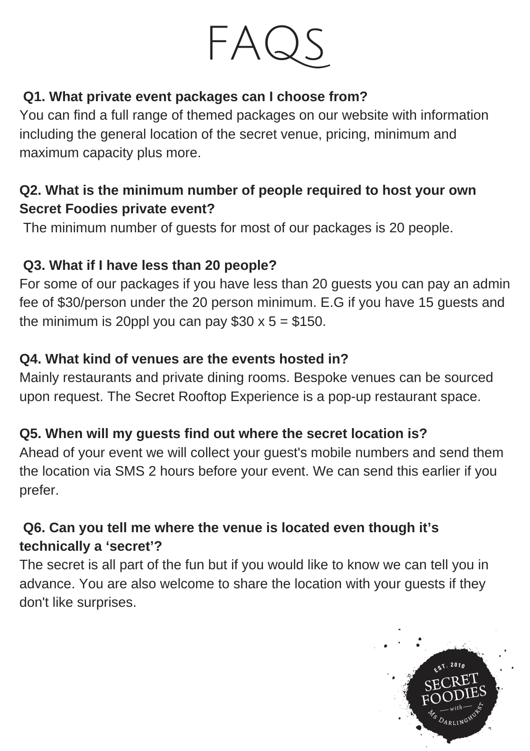# FAQS

**Q1. What private event packages can I choose from?**
You can find a full range of themed packages on our website with information including the general location of the secret venue, pricing, minimum and maximum capacity plus more.

**Q2. What is the minimum number of people required to host your own Secret Foodies private event?**
The minimum number of guests for most of our packages is 20 people.

**Q3. What if I have less than 20 people?**
For some of our packages if you have less than 20 guests you can pay an admin fee of $30/person under the 20 person minimum. E.G if you have 15 guests and the minimum is 20ppl you can pay $30 x 5 = $150.

**Q4. What kind of venues are the events hosted in?**
Mainly restaurants and private dining rooms. Bespoke venues can be sourced upon request. The Secret Rooftop Experience is a pop-up restaurant space.

**Q5. When will my guests find out where the secret location is?**
Ahead of your event we will collect your guest's mobile numbers and send them the location via SMS 2 hours before your event. We can send this earlier if you prefer.

**Q6. Can you tell me where the venue is located even though it's technically a 'secret'?**
The secret is all part of the fun but if you would like to know we can tell you in advance. You are also welcome to share the location with your guests if they don't like surprises.

EST. 2010 SECRET FOODIES — with — Ms DARLINGHURST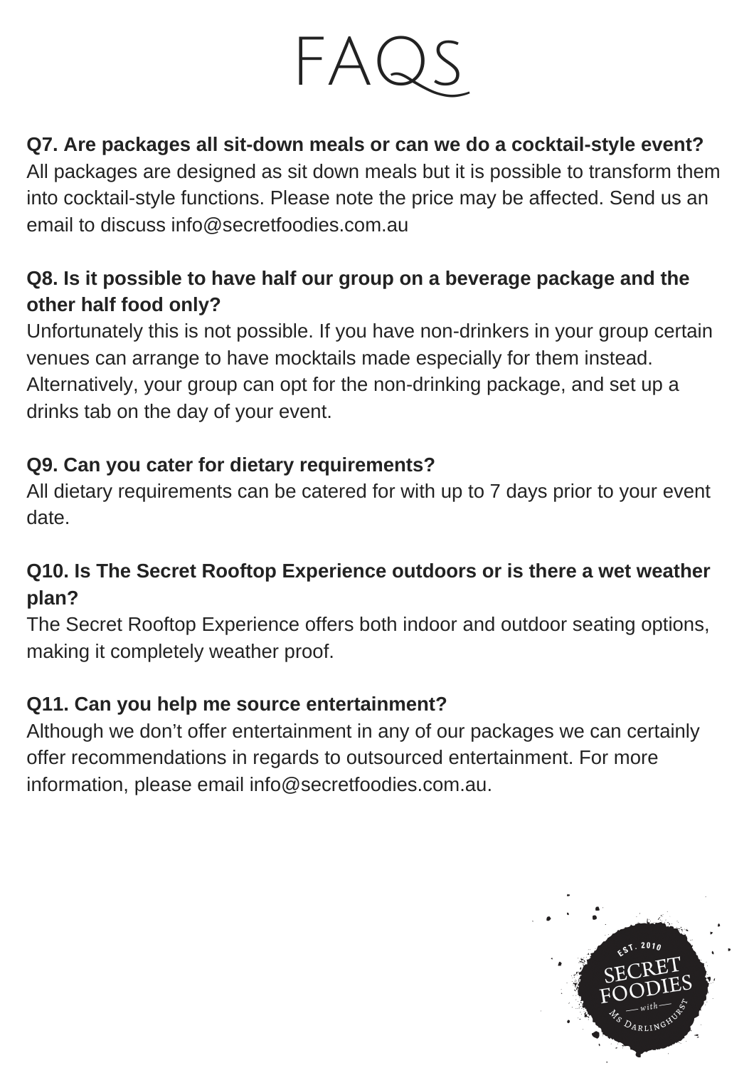# FAQS

**Q7. Are packages all sit-down meals or can we do a cocktail-style event?**
All packages are designed as sit down meals but it is possible to transform them into cocktail-style functions. Please note the price may be affected. Send us an email to discuss info@secretfoodies.com.au

**Q8. Is it possible to have half our group on a beverage package and the other half food only?**
Unfortunately this is not possible. If you have non-drinkers in your group certain venues can arrange to have mocktails made especially for them instead. Alternatively, your group can opt for the non-drinking package, and set up a drinks tab on the day of your event.

**Q9. Can you cater for dietary requirements?**
All dietary requirements can be catered for with up to 7 days prior to your event date.

**Q10. Is The Secret Rooftop Experience outdoors or is there a wet weather plan?**
The Secret Rooftop Experience offers both indoor and outdoor seating options, making it completely weather proof.

**Q11. Can you help me source entertainment?**
Although we don't offer entertainment in any of our packages we can certainly offer recommendations in regards to outsourced entertainment. For more information, please email info@secretfoodies.com.au.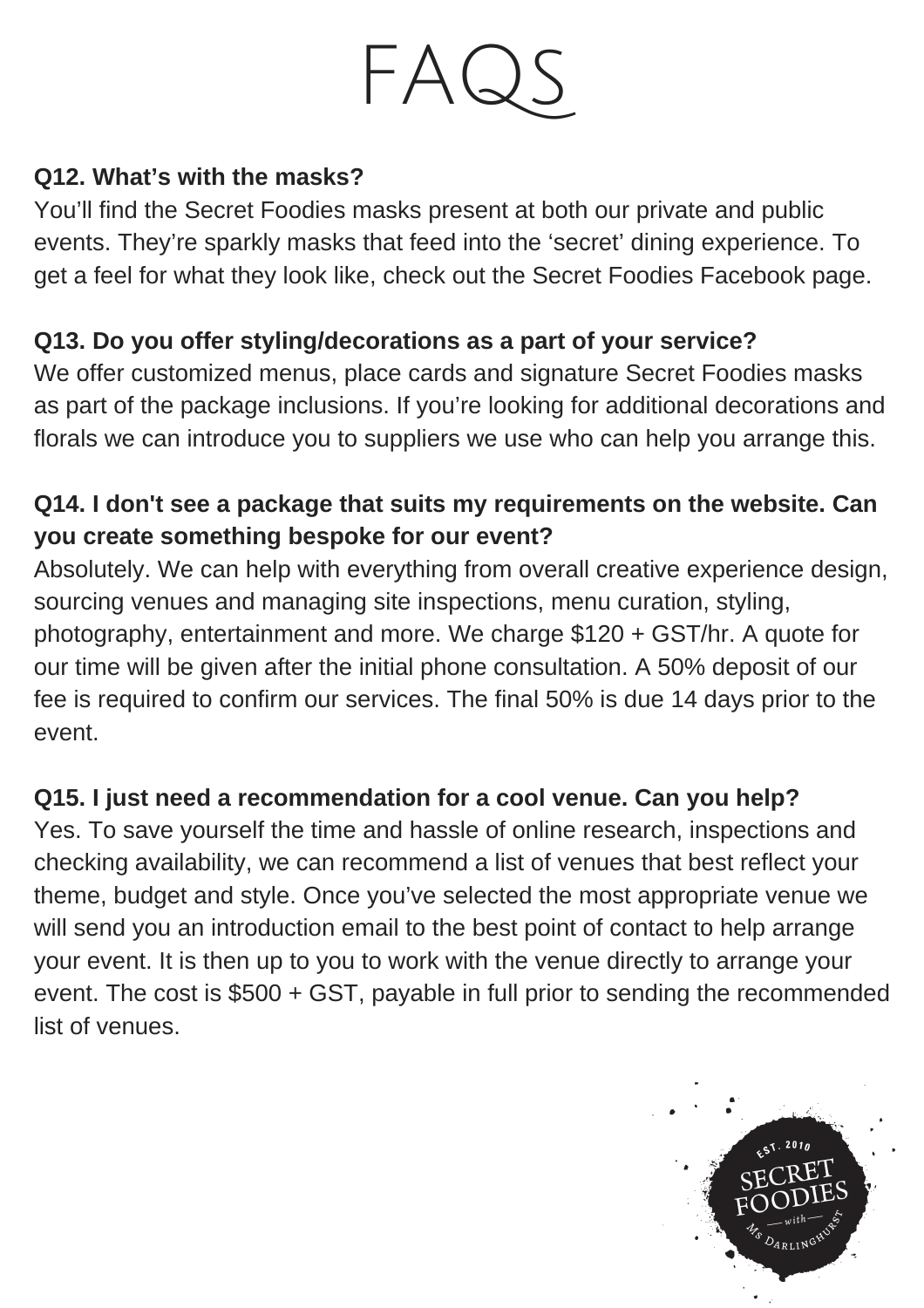# FAQS

**Q12. What's with the masks?**
You'll find the Secret Foodies masks present at both our private and public events. They're sparkly masks that feed into the 'secret' dining experience. To get a feel for what they look like, check out the Secret Foodies Facebook page.

**Q13. Do you offer styling/decorations as a part of your service?**
We offer customized menus, place cards and signature Secret Foodies masks as part of the package inclusions. If you're looking for additional decorations and florals we can introduce you to suppliers we use who can help you arrange this.

**Q14. I don't see a package that suits my requirements on the website. Can you create something bespoke for our event?**
Absolutely. We can help with everything from overall creative experience design, sourcing venues and managing site inspections, menu curation, styling, photography, entertainment and more. We charge $120 + GST/hr. A quote for our time will be given after the initial phone consultation. A 50% deposit of our fee is required to confirm our services. The final 50% is due 14 days prior to the event.

**Q15. I just need a recommendation for a cool venue. Can you help?**
Yes. To save yourself the time and hassle of online research, inspections and checking availability, we can recommend a list of venues that best reflect your theme, budget and style. Once you've selected the most appropriate venue we will send you an introduction email to the best point of contact to help arrange your event. It is then up to you to work with the venue directly to arrange your event. The cost is $500 + GST, payable in full prior to sending the recommended list of venues.

EST. 2010 SECRET FOODIES — with — Ms DARLINGHURST